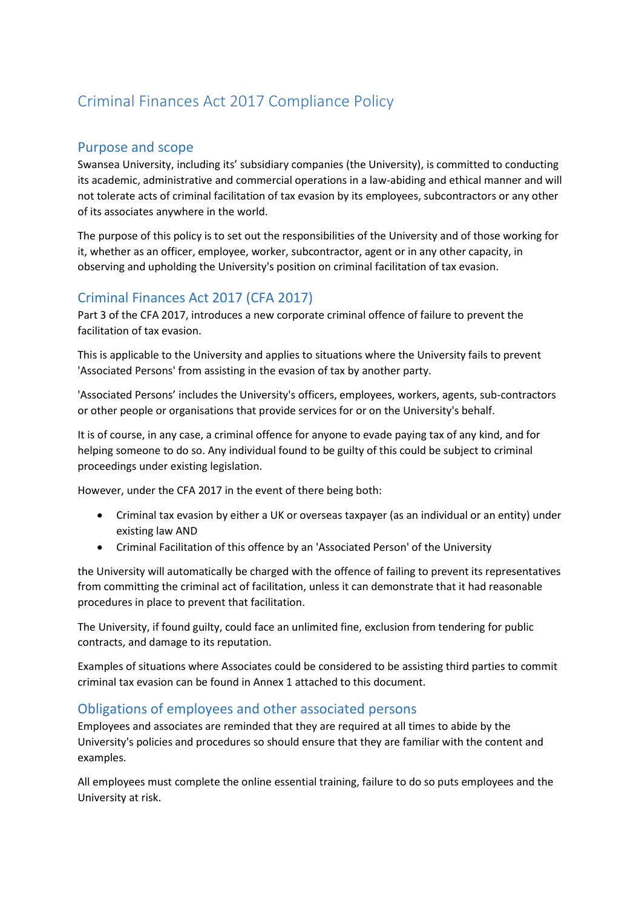# Criminal Finances Act 2017 Compliance Policy

## Purpose and scope

Swansea University, including its' subsidiary companies (the University), is committed to conducting its academic, administrative and commercial operations in a law-abiding and ethical manner and will not tolerate acts of criminal facilitation of tax evasion by its employees, subcontractors or any other of its associates anywhere in the world.

The purpose of this policy is to set out the responsibilities of the University and of those working for it, whether as an officer, employee, worker, subcontractor, agent or in any other capacity, in observing and upholding the University's position on criminal facilitation of tax evasion.

## Criminal Finances Act 2017 (CFA 2017)

Part 3 of the CFA 2017, introduces a new corporate criminal offence of failure to prevent the facilitation of tax evasion.

This is applicable to the University and applies to situations where the University fails to prevent 'Associated Persons' from assisting in the evasion of tax by another party.

'Associated Persons' includes the University's officers, employees, workers, agents, sub-contractors or other people or organisations that provide services for or on the University's behalf.

It is of course, in any case, a criminal offence for anyone to evade paying tax of any kind, and for helping someone to do so. Any individual found to be guilty of this could be subject to criminal proceedings under existing legislation.

However, under the CFA 2017 in the event of there being both:

- Criminal tax evasion by either a UK or overseas taxpayer (as an individual or an entity) under existing law AND
- Criminal Facilitation of this offence by an 'Associated Person' of the University

the University will automatically be charged with the offence of failing to prevent its representatives from committing the criminal act of facilitation, unless it can demonstrate that it had reasonable procedures in place to prevent that facilitation.

The University, if found guilty, could face an unlimited fine, exclusion from tendering for public contracts, and damage to its reputation.

Examples of situations where Associates could be considered to be assisting third parties to commit criminal tax evasion can be found in Annex 1 attached to this document.

## Obligations of employees and other associated persons

Employees and associates are reminded that they are required at all times to abide by the University's policies and procedures so should ensure that they are familiar with the content and examples.

All employees must complete the online essential training, failure to do so puts employees and the University at risk.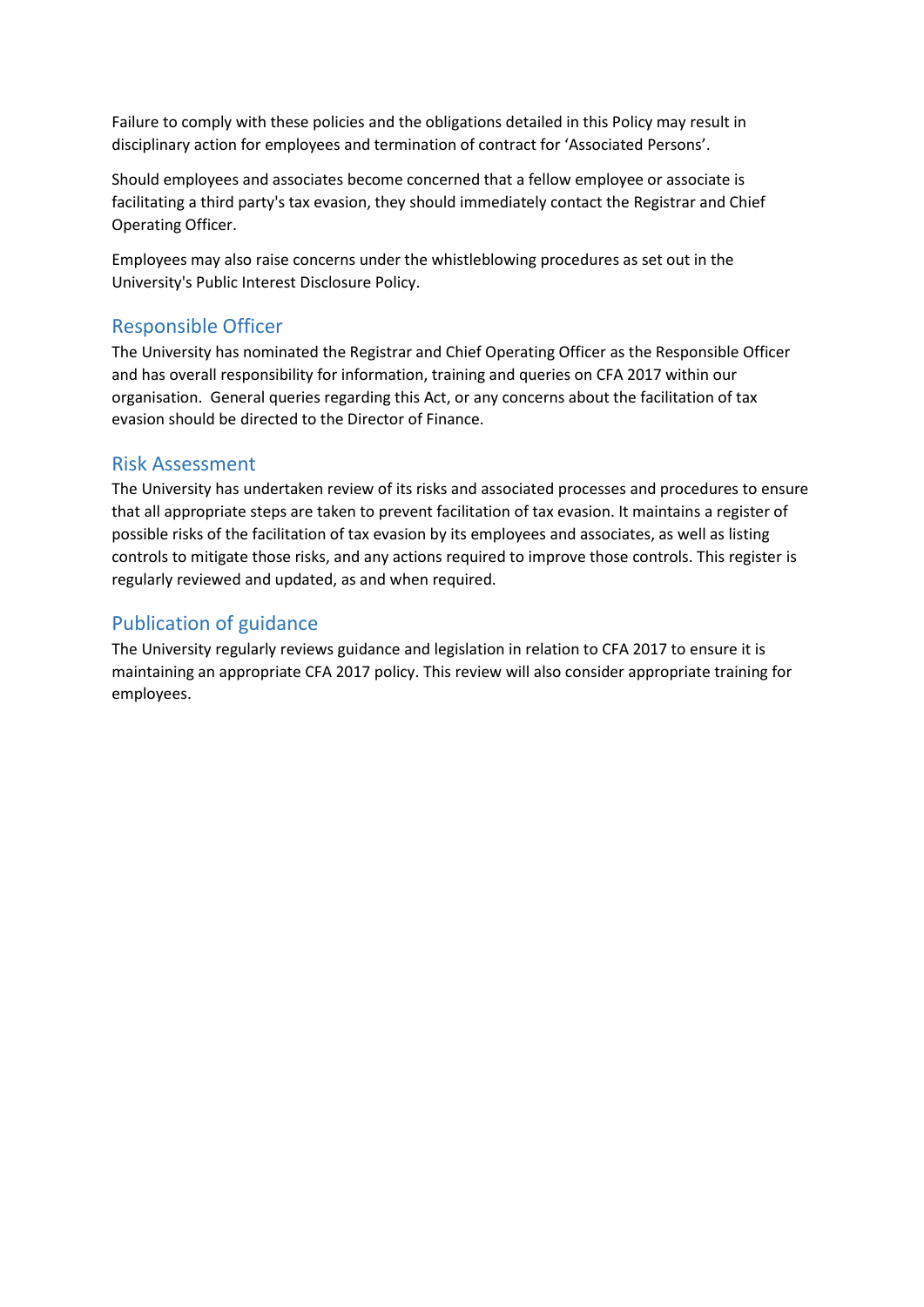Failure to comply with these policies and the obligations detailed in this Policy may result in disciplinary action for employees and termination of contract for 'Associated Persons'.

Should employees and associates become concerned that a fellow employee or associate is facilitating a third party's tax evasion, they should immediately contact the Registrar and Chief Operating Officer.

Employees may also raise concerns under the whistleblowing procedures as set out in the University's Public Interest Disclosure Policy.

## Responsible Officer

The University has nominated the Registrar and Chief Operating Officer as the Responsible Officer and has overall responsibility for information, training and queries on CFA 2017 within our organisation. General queries regarding this Act, or any concerns about the facilitation of tax evasion should be directed to the Director of Finance.

## Risk Assessment

The University has undertaken review of its risks and associated processes and procedures to ensure that all appropriate steps are taken to prevent facilitation of tax evasion. It maintains a register of possible risks of the facilitation of tax evasion by its employees and associates, as well as listing controls to mitigate those risks, and any actions required to improve those controls. This register is regularly reviewed and updated, as and when required.

## Publication of guidance

The University regularly reviews guidance and legislation in relation to CFA 2017 to ensure it is maintaining an appropriate CFA 2017 policy. This review will also consider appropriate training for employees.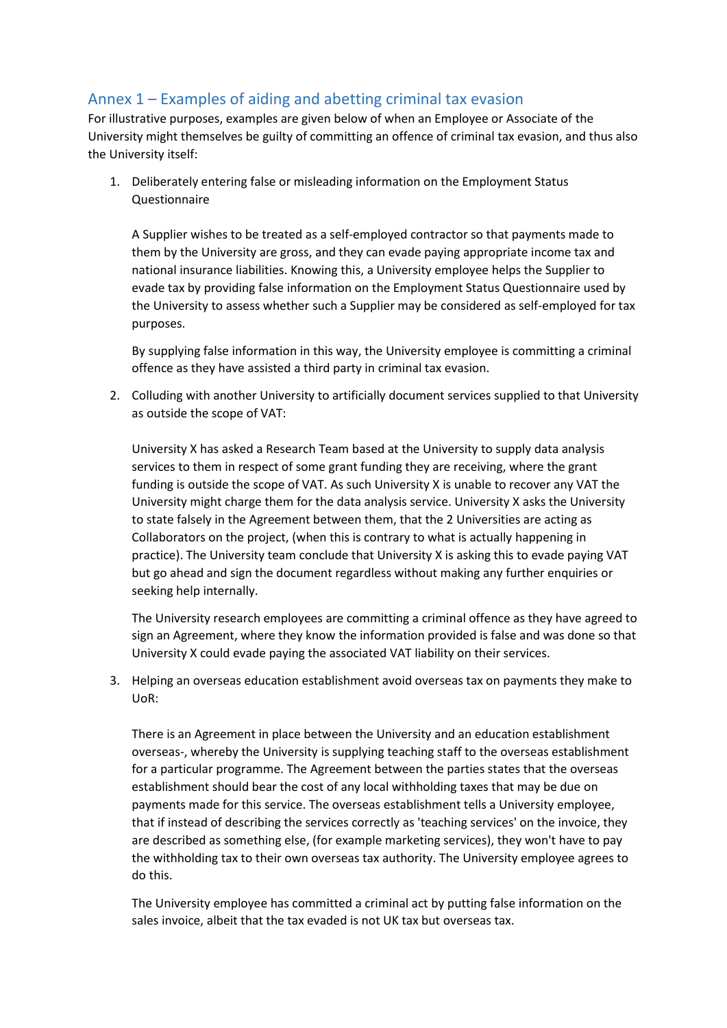## Annex 1 – Examples of aiding and abetting criminal tax evasion

For illustrative purposes, examples are given below of when an Employee or Associate of the University might themselves be guilty of committing an offence of criminal tax evasion, and thus also the University itself:

1. Deliberately entering false or misleading information on the Employment Status Questionnaire

   A Supplier wishes to be treated as a self-employed contractor so that payments made to them by the University are gross, and they can evade paying appropriate income tax and national insurance liabilities. Knowing this, a University employee helps the Supplier to evade tax by providing false information on the Employment Status Questionnaire used by the University to assess whether such a Supplier may be considered as self-employed for tax purposes.

   By supplying false information in this way, the University employee is committing a criminal offence as they have assisted a third party in criminal tax evasion.

2. Colluding with another University to artificially document services supplied to that University as outside the scope of VAT:

   University X has asked a Research Team based at the University to supply data analysis services to them in respect of some grant funding they are receiving, where the grant funding is outside the scope of VAT. As such University X is unable to recover any VAT the University might charge them for the data analysis service. University X asks the University to state falsely in the Agreement between them, that the 2 Universities are acting as Collaborators on the project, (when this is contrary to what is actually happening in practice). The University team conclude that University X is asking this to evade paying VAT but go ahead and sign the document regardless without making any further enquiries or seeking help internally.

   The University research employees are committing a criminal offence as they have agreed to sign an Agreement, where they know the information provided is false and was done so that University X could evade paying the associated VAT liability on their services.

3. Helping an overseas education establishment avoid overseas tax on payments they make to UoR:

   There is an Agreement in place between the University and an education establishment overseas-, whereby the University is supplying teaching staff to the overseas establishment for a particular programme. The Agreement between the parties states that the overseas establishment should bear the cost of any local withholding taxes that may be due on payments made for this service. The overseas establishment tells a University employee, that if instead of describing the services correctly as 'teaching services' on the invoice, they are described as something else, (for example marketing services), they won't have to pay the withholding tax to their own overseas tax authority. The University employee agrees to do this.

   The University employee has committed a criminal act by putting false information on the sales invoice, albeit that the tax evaded is not UK tax but overseas tax.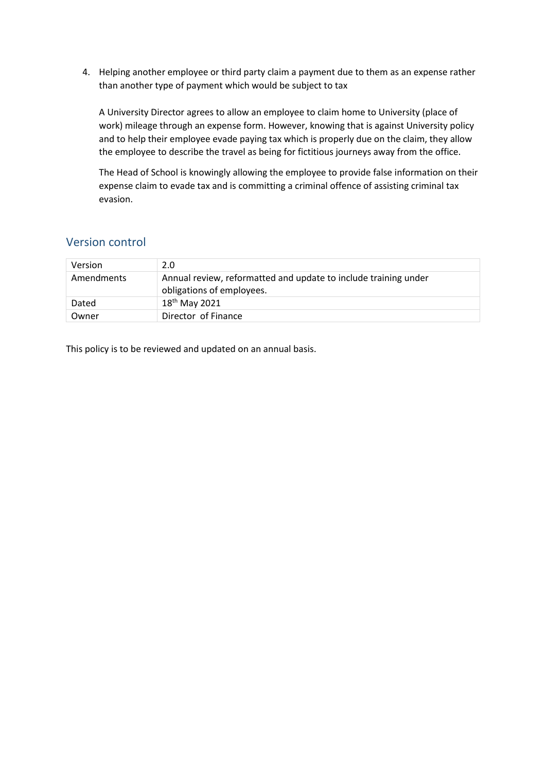4. Helping another employee or third party claim a payment due to them as an expense rather than another type of payment which would be subject to tax

   A University Director agrees to allow an employee to claim home to University (place of work) mileage through an expense form. However, knowing that is against University policy and to help their employee evade paying tax which is properly due on the claim, they allow the employee to describe the travel as being for fictitious journeys away from the office.

   The Head of School is knowingly allowing the employee to provide false information on their expense claim to evade tax and is committing a criminal offence of assisting criminal tax evasion.

## Version control

| | |
|---|---|
| Version | 2.0 |
| Amendments | Annual review, reformatted and update to include training under obligations of employees. |
| Dated | 18th May 2021 |
| Owner | Director of Finance |

This policy is to be reviewed and updated on an annual basis.